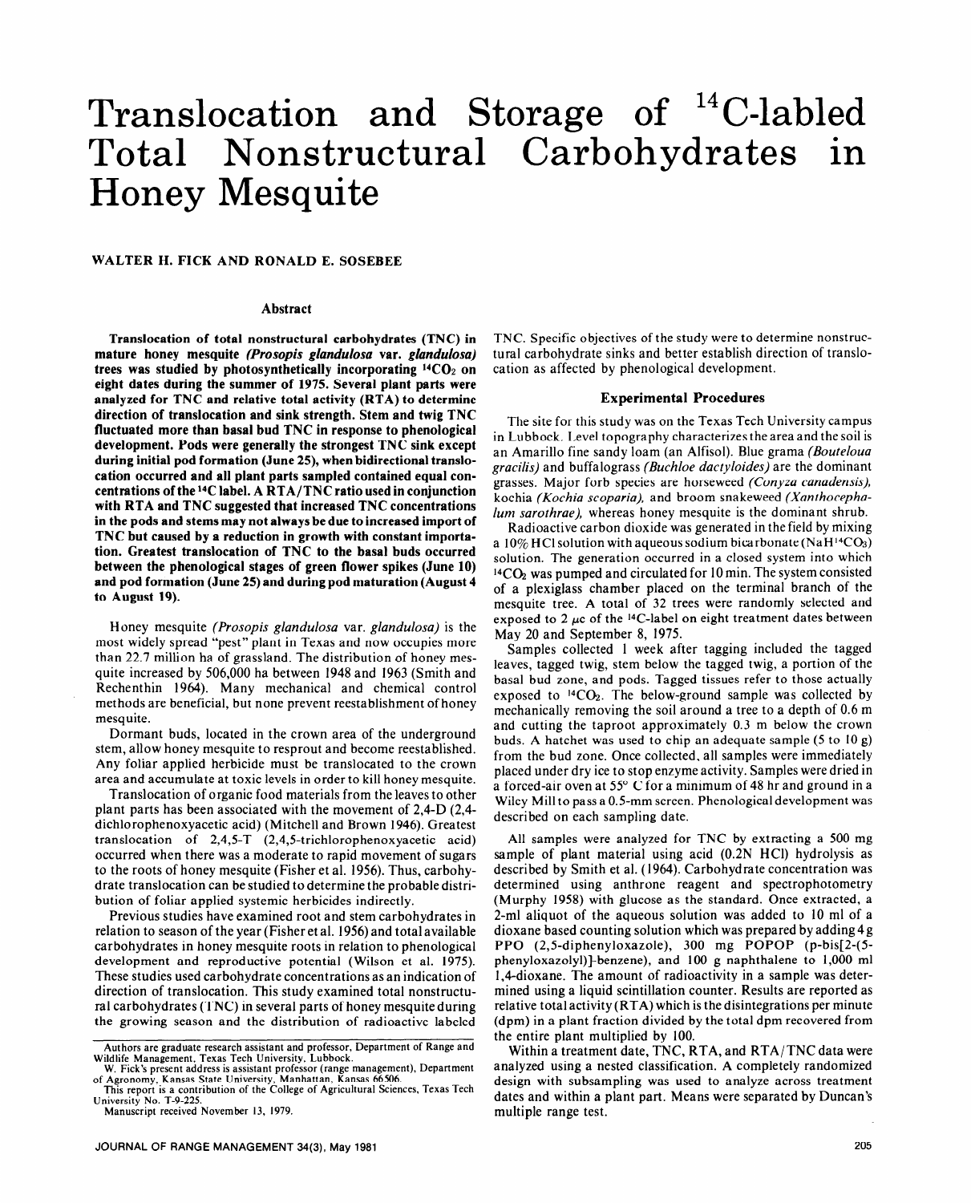# Translocation and Storage of $^{14}$C-labled Total Nonstructural Carbohydrates in Honey Mesquite

WALTER H. FICK AND RONALD E. SOSEBEE

## Abstract

**Translocation of total nonstructural carbohydrates (TNC) in mature honey mesquite *(Prosopis glandulosa* var. *glandulosa)* trees was studied by photosynthetically incorporating $^{14}CO_2$ on eight dates during the summer of 1975. Several plant parts were analyzed for TNC and relative total activity (RTA) to determine direction of translocation and sink strength. Stem and twig TNC fluctuated more than basal bud TNC in response to phenological development. Pods were generally the strongest TNC sink except during initial pod formation (June 25), when bidirectional translocation occurred and all plant parts sampled contained equal concentrations of the $^{14}$C label. A RTA/TNC ratio used in conjunction with RTA and TNC suggested that increased TNC concentrations in the pods and stems may not always be due to increased import of TNC but caused by a reduction in growth with constant importation. Greatest translocation of TNC to the basal buds occurred between the phenological stages of green flower spikes (June 10) and pod formation (June 25) and during pod maturation (August 4 to August 19).**

Honey mesquite *(Prosopis glandulosa* var. *glandulosa)* is the most widely spread "pest" plant in Texas and now occupies more than 22.7 million ha of grassland. The distribution of honey mesquite increased by 506,000 ha between 1948 and 1963 (Smith and Rechenthin 1964). Many mechanical and chemical control methods are beneficial, but none prevent reestablishment of honey mesquite.

Dormant buds, located in the crown area of the underground stem, allow honey mesquite to resprout and become reestablished. Any foliar applied herbicide must be translocated to the crown area and accumulate at toxic levels in order to kill honey mesquite.

Translocation of organic food materials from the leaves to other plant parts has been associated with the movement of 2,4-D (2,4-dichlorophenoxyacetic acid) (Mitchell and Brown 1946). Greatest translocation of 2,4,5-T (2,4,5-trichlorophenoxyacetic acid) occurred when there was a moderate to rapid movement of sugars to the roots of honey mesquite (Fisher et al. 1956). Thus, carbohydrate translocation can be studied to determine the probable distribution of foliar applied systemic herbicides indirectly.

Previous studies have examined root and stem carbohydrates in relation to season of the year (Fisher et al. 1956) and total available carbohydrates in honey mesquite roots in relation to phenological development and reproductive potential (Wilson et al. 1975). These studies used carbohydrate concentrations as an indication of direction of translocation. This study examined total nonstructural carbohydrates (TNC) in several parts of honey mesquite during the growing season and the distribution of radioactive labeled TNC. Specific objectives of the study were to determine nonstructural carbohydrate sinks and better establish direction of translocation as affected by phenological development.

Authors are graduate research assistant and professor, Department of Range and Wildlife Management, Texas Tech University, Lubbock.

W. Fick's present address is assistant professor (range management), Department of Agronomy, Kansas State University, Manhattan, Kansas 66506.

This report is a contribution of the College of Agricultural Sciences, Texas Tech University No. T-9-225.

Manuscript received November 13, 1979.

## Experimental Procedures

The site for this study was on the Texas Tech University campus in Lubbock. Level topography characterizes the area and the soil is an Amarillo fine sandy loam (an Alfisol). Blue grama *(Bouteloua gracilis)* and buffalograss *(Buchloe dactyloides)* are the dominant grasses. Major forb species are horseweed *(Conyza canadensis)*, kochia *(Kochia scoparia)*, and broom snakeweed *(Xanthocephalum sarothrae)*, whereas honey mesquite is the dominant shrub.

Radioactive carbon dioxide was generated in the field by mixing a 10% HCl solution with aqueous sodium bicarbonate ($NaH^{14}CO_3$) solution. The generation occurred in a closed system into which $^{14}CO_2$ was pumped and circulated for 10 min. The system consisted of a plexiglass chamber placed on the terminal branch of the mesquite tree. A total of 32 trees were randomly selected and exposed to 2 $\mu$c of the $^{14}$C-label on eight treatment dates between May 20 and September 8, 1975.

Samples collected 1 week after tagging included the tagged leaves, tagged twig, stem below the tagged twig, a portion of the basal bud zone, and pods. Tagged tissues refer to those actually exposed to $^{14}CO_2$. The below-ground sample was collected by mechanically removing the soil around a tree to a depth of 0.6 m and cutting the taproot approximately 0.3 m below the crown buds. A hatchet was used to chip an adequate sample (5 to 10 g) from the bud zone. Once collected, all samples were immediately placed under dry ice to stop enzyme activity. Samples were dried in a forced-air oven at 55° C for a minimum of 48 hr and ground in a Wiley Mill to pass a 0.5-mm screen. Phenological development was described on each sampling date.

All samples were analyzed for TNC by extracting a 500 mg sample of plant material using acid (0.2N HCl) hydrolysis as described by Smith et al. (1964). Carbohydrate concentration was determined using anthrone reagent and spectrophotometry (Murphy 1958) with glucose as the standard. Once extracted, a 2-ml aliquot of the aqueous solution was added to 10 ml of a dioxane based counting solution which was prepared by adding 4 g PPO (2,5-diphenyloxazole), 300 mg POPOP (p-bis[2-(5-phenyloxazolyl)]-benzene), and 100 g naphthalene to 1,000 ml 1,4-dioxane. The amount of radioactivity in a sample was determined using a liquid scintillation counter. Results are reported as relative total activity (RTA) which is the disintegrations per minute (dpm) in a plant fraction divided by the total dpm recovered from the entire plant multiplied by 100.

Within a treatment date, TNC, RTA, and RTA/TNC data were analyzed using a nested classification. A completely randomized design with subsampling was used to analyze across treatment dates and within a plant part. Means were separated by Duncan's multiple range test.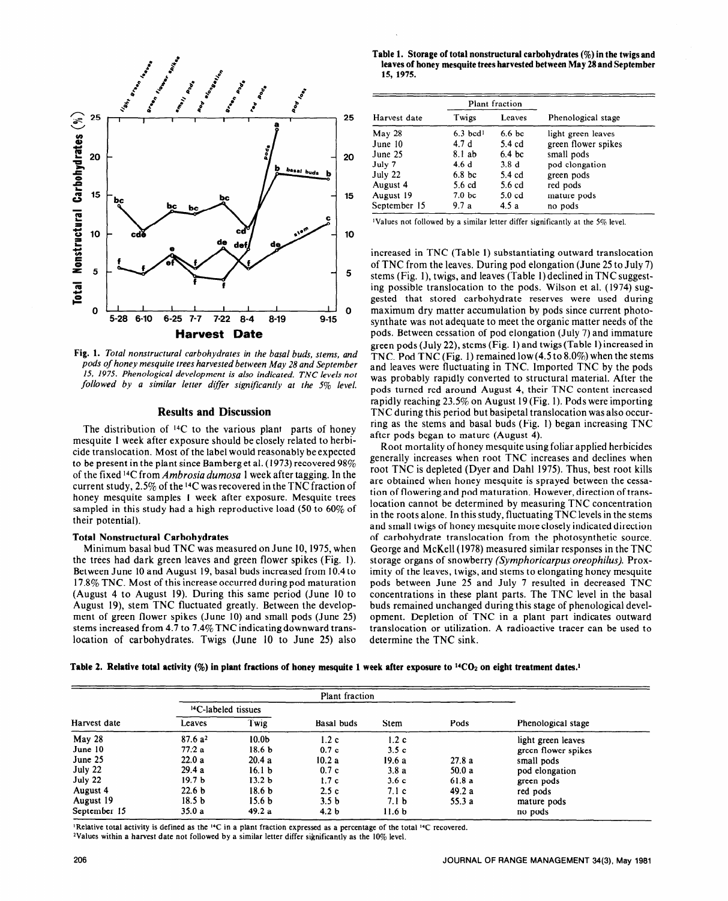Fig. 1. *Total nonstructural carbohydrates in the basal buds, stems, and pods of honey mesquite trees harvested between May 28 and September 15, 1975. Phenological development is also indicated. TNC levels not followed by a similar letter differ significantly at the 5% level.*

Table 1. Storage of total nonstructural carbohydrates (%) in the twigs and leaves of honey mesquite trees harvested between May 28 and September 15, 1975.

| Harvest date | Plant fraction | | Phenological stage |
|---|---|---|---|
| | Twigs | Leaves | |
| May 28 | 6.3 bcd[1] | 6.6 bc | light green leaves |
| June 10 | 4.7 d | 5.4 cd | green flower spikes |
| June 25 | 8.1 ab | 6.4 bc | small pods |
| July 7 | 4.6 d | 3.8 d | pod elongation |
| July 22 | 6.8 bc | 5.4 cd | green pods |
| August 4 | 5.6 cd | 5.6 cd | red pods |
| August 19 | 7.0 bc | 5.0 cd | mature pods |
| September 15 | 9.7 a | 4.5 a | no pods |

[1]Values not followed by a similar letter differ significantly at the 5% level.

## Results and Discussion

The distribution of $^{14}C$ to the various plant parts of honey mesquite 1 week after exposure should be closely related to herbicide translocation. Most of the label would reasonably be expected to be present in the plant since Bamberg et al. (1973) recovered 98% of the fixed $^{14}C$ from *Ambrosia dumosa* 1 week after tagging. In the current study, 2.5% of the $^{14}C$ was recovered in the TNC fraction of honey mesquite samples 1 week after exposure. Mesquite trees sampled in this study had a high reproductive load (50 to 60% of their potential).

### Total Nonstructural Carbohydrates

Minimum basal bud TNC was measured on June 10, 1975, when the trees had dark green leaves and green flower spikes (Fig. 1). Between June 10 and August 19, basal buds increased from 10.4 to 17.8% TNC. Most of this increase occurred during pod maturation (August 4 to August 19). During this same period (June 10 to August 19), stem TNC fluctuated greatly. Between the development of green flower spikes (June 10) and small pods (June 25) stems increased from 4.7 to 7.4% TNC indicating downward translocation of carbohydrates. Twigs (June 10 to June 25) also increased in TNC (Table 1) substantiating outward translocation of TNC from the leaves. During pod elongation (June 25 to July 7) stems (Fig. 1), twigs, and leaves (Table 1) declined in TNC suggesting possible translocation to the pods. Wilson et al. (1974) suggested that stored carbohydrate reserves were used during maximum dry matter accumulation by pods since current photosynthate was not adequate to meet the organic matter needs of the pods. Between cessation of pod elongation (July 7) and immature green pods (July 22), stems (Fig. 1) and twigs (Table 1) increased in TNC. Pod TNC (Fig. 1) remained low (4.5 to 8.0%) when the stems and leaves were fluctuating in TNC. Imported TNC by the pods was probably rapidly converted to structural material. After the pods turned red around August 4, their TNC content increased rapidly reaching 23.5% on August 19 (Fig. 1). Pods were importing TNC during this period but basipetal translocation was also occurring as the stems and basal buds (Fig. 1) began increasing TNC after pods began to mature (August 4).

Root mortality of honey mesquite using foliar applied herbicides generally increases when root TNC increases and declines when root TNC is depleted (Dyer and Dahl 1975). Thus, best root kills are obtained when honey mesquite is sprayed between the cessation of flowering and pod maturation. However, direction of translocation cannot be determined by measuring TNC concentration in the roots alone. In this study, fluctuating TNC levels in the stems and small twigs of honey mesquite more closely indicated direction of carbohydrate translocation from the photosynthetic source. George and McKell (1978) measured similar responses in the TNC storage organs of snowberry (*Symphoricarpus oreophilus*). Proximity of the leaves, twigs, and stems to elongating honey mesquite pods between June 25 and July 7 resulted in decreased TNC concentrations in these plant parts. The TNC level in the basal buds remained unchanged during this stage of phenological development. Depletion of TNC in a plant part indicates outward translocation or utilization. A radioactive tracer can be used to determine the TNC sink.

Table 2. Relative total activity (%) in plant fractions of honey mesquite 1 week after exposure to $^{14}CO_2$ on eight treatment dates.[1]

| Harvest date | Plant fraction | | | | | Phenological stage |
|---|---|---|---|---|---|---|
| | $^{14}C$-labeled tissues | | | | | |
| | Leaves | Twig | Basal buds | Stem | Pods | |
| May 28 | 87.6 a[2] | 10.0b | 1.2 c | 1.2 c | | light green leaves |
| June 10 | 77.2 a | 18.6 b | 0.7 c | 3.5 c | | green flower spikes |
| June 25 | 22.0 a | 20.4 a | 10.2 a | 19.6 a | 27.8 a | small pods |
| July 22 | 29.4 a | 16.1 b | 0.7 c | 3.8 a | 50.0 a | pod elongation |
| July 22 | 19.7 b | 13.2 b | 1.7 c | 3.6 c | 61.8 a | green pods |
| August 4 | 22.6 b | 18.6 b | 2.5 c | 7.1 c | 49.2 a | red pods |
| August 19 | 18.5 b | 15.6 b | 3.5 b | 7.1 b | 55.3 a | mature pods |
| September 15 | 35.0 a | 49.2 a | 4.2 b | 11.6 b | | no pods |

[1]Relative total activity is defined as the $^{14}C$ in a plant fraction expressed as a percentage of the total $^{14}C$ recovered.
[2]Values within a harvest date not followed by a similar letter differ significantly as the 10% level.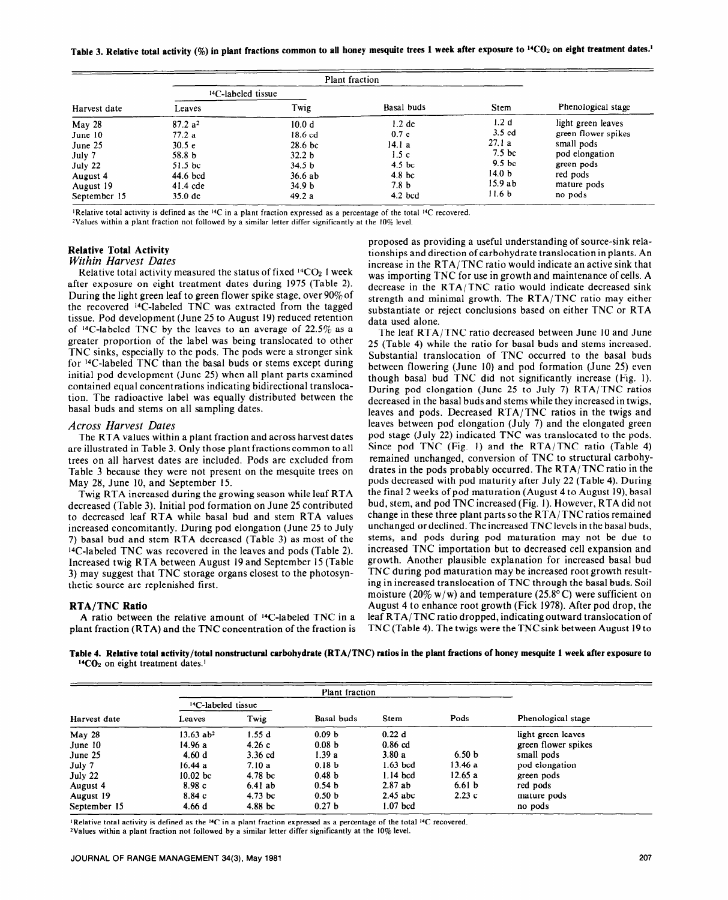**Table 3. Relative total activity (%) in plant fractions common to all honey mesquite trees 1 week after exposure to $^{14}CO_2$ on eight treatment dates.**[1]

| | Plant fraction | | | | |
|---|---|---|---|---|---|
| | $^{14}C$-labeled tissue | | | | |
| Harvest date | Leaves | Twig | Basal buds | Stem | Phenological stage |
| May 28 | 87.2 a[2] | 10.0 d | 1.2 de | 1.2 d | light green leaves |
| June 10 | 77.2 a | 18.6 cd | 0.7 c | 3.5 cd | green flower spikes |
| June 25 | 30.5 e | 28.6 bc | 14.1 a | 27.1 a | small pods |
| July 7 | 58.8 b | 32.2 b | 1.5 c | 7.5 bc | pod elongation |
| July 22 | 51.5 bc | 34.5 b | 4.5 bc | 9.5 bc | green pods |
| August 4 | 44.6 bcd | 36.6 ab | 4.8 bc | 14.0 b | red pods |
| August 19 | 41.4 cde | 34.9 b | 7.8 b | 15.9 ab | mature pods |
| September 15 | 35.0 de | 49.2 a | 4.2 bcd | 11.6 b | no pods |

[1]Relative total activity is defined as the $^{14}C$ in a plant fraction expressed as a percentage of the total $^{14}C$ recovered.

[2]Values within a plant fraction not followed by a similar letter differ significantly at the 10% level.

## Relative Total Activity

### *Within Harvest Dates*

Relative total activity measured the status of fixed $^{14}CO_2$ 1 week after exposure on eight treatment dates during 1975 (Table 2). During the light green leaf to green flower spike stage, over 90% of the recovered $^{14}C$-labeled TNC was extracted from the tagged tissue. Pod development (June 25 to August 19) reduced retention of $^{14}C$-labeled TNC by the leaves to an average of 22.5% as a greater proportion of the label was being translocated to other TNC sinks, especially to the pods. The pods were a stronger sink for $^{14}C$-labeled TNC than the basal buds or stems except during initial pod development (June 25) when all plant parts examined contained equal concentrations indicating bidirectional translocation. The radioactive label was equally distributed between the basal buds and stems on all sampling dates.

### *Across Harvest Dates*

The RTA values within a plant fraction and across harvest dates are illustrated in Table 3. Only those plant fractions common to all trees on all harvest dates are included. Pods are excluded from Table 3 because they were not present on the mesquite trees on May 28, June 10, and September 15.

Twig RTA increased during the growing season while leaf RTA decreased (Table 3). Initial pod formation on June 25 contributed to decreased leaf RTA while basal bud and stem RTA values increased concomitantly. During pod elongation (June 25 to July 7) basal bud and stem RTA decreased (Table 3) as most of the $^{14}C$-labeled TNC was recovered in the leaves and pods (Table 2). Increased twig RTA between August 19 and September 15 (Table 3) may suggest that TNC storage organs closest to the photosynthetic source are replenished first.

## RTA/TNC Ratio

A ratio between the relative amount of $^{14}C$-labeled TNC in a plant fraction (RTA) and the TNC concentration of the fraction is proposed as providing a useful understanding of source-sink relationships and direction of carbohydrate translocation in plants. An increase in the RTA/TNC ratio would indicate an active sink that was importing TNC for use in growth and maintenance of cells. A decrease in the RTA/TNC ratio would indicate decreased sink strength and minimal growth. The RTA/TNC ratio may either substantiate or reject conclusions based on either TNC or RTA data used alone.

The leaf RTA/TNC ratio decreased between June 10 and June 25 (Table 4) while the ratio for basal buds and stems increased. Substantial translocation of TNC occurred to the basal buds between flowering (June 10) and pod formation (June 25) even though basal bud TNC did not significantly increase (Fig. 1). During pod elongation (June 25 to July 7) RTA/TNC ratios decreased in the basal buds and stems while they increased in twigs, leaves and pods. Decreased RTA/TNC ratios in the twigs and leaves between pod elongation (July 7) and the elongated green pod stage (July 22) indicated TNC was translocated to the pods. Since pod TNC (Fig. 1) and the RTA/TNC ratio (Table 4) remained unchanged, conversion of TNC to structural carbohydrates in the pods probably occurred. The RTA/TNC ratio in the pods decreased with pod maturity after July 22 (Table 4). During the final 2 weeks of pod maturation (August 4 to August 19), basal bud, stem, and pod TNC increased (Fig. 1). However, RTA did not change in these three plant parts so the RTA/TNC ratios remained unchanged or declined. The increased TNC levels in the basal buds, stems, and pods during pod maturation may not be due to increased TNC importation but to decreased cell expansion and growth. Another plausible explanation for increased basal bud TNC during pod maturation may be increased root growth resulting in increased translocation of TNC through the basal buds. Soil moisture (20% w/w) and temperature (25.8° C) were sufficient on August 4 to enhance root growth (Fick 1978). After pod drop, the leaf RTA/TNC ratio dropped, indicating outward translocation of TNC (Table 4). The twigs were the TNC sink between August 19 to

**Table 4. Relative total activity/total nonstructural carbohydrate (RTA/TNC) ratios in the plant fractions of honey mesquite 1 week after exposure to $^{14}CO_2$ on eight treatment dates.**[1]

| | Plant fraction | | | | | |
|---|---|---|---|---|---|---|
| | $^{14}C$-labeled tissue | | | | | |
| Harvest date | Leaves | Twig | Basal buds | Stem | Pods | Phenological stage |
| May 28 | 13.63 ab[2] | 1.55 d | 0.09 b | 0.22 d | | light green leaves |
| June 10 | 14.96 a | 4.26 c | 0.08 b | 0.86 cd | | green flower spikes |
| June 25 | 4.60 d | 3.36 cd | 1.39 a | 3.80 a | 6.50 b | small pods |
| July 7 | 16.44 a | 7.10 a | 0.18 b | 1.63 bcd | 13.46 a | pod elongation |
| July 22 | 10.02 bc | 4.78 bc | 0.48 b | 1.14 bcd | 12.65 a | green pods |
| August 4 | 8.98 c | 6.41 ab | 0.54 b | 2.87 ab | 6.61 b | red pods |
| August 19 | 8.84 c | 4.73 bc | 0.50 b | 2.45 abc | 2.23 c | mature pods |
| September 15 | 4.66 d | 4.88 bc | 0.27 b | 1.07 bcd | | no pods |

[1]Relative total activity is defined as the $^{14}C$ in a plant fraction expressed as a percentage of the total $^{14}C$ recovered.

[2]Values within a plant fraction not followed by a similar letter differ significantly at the 10% level.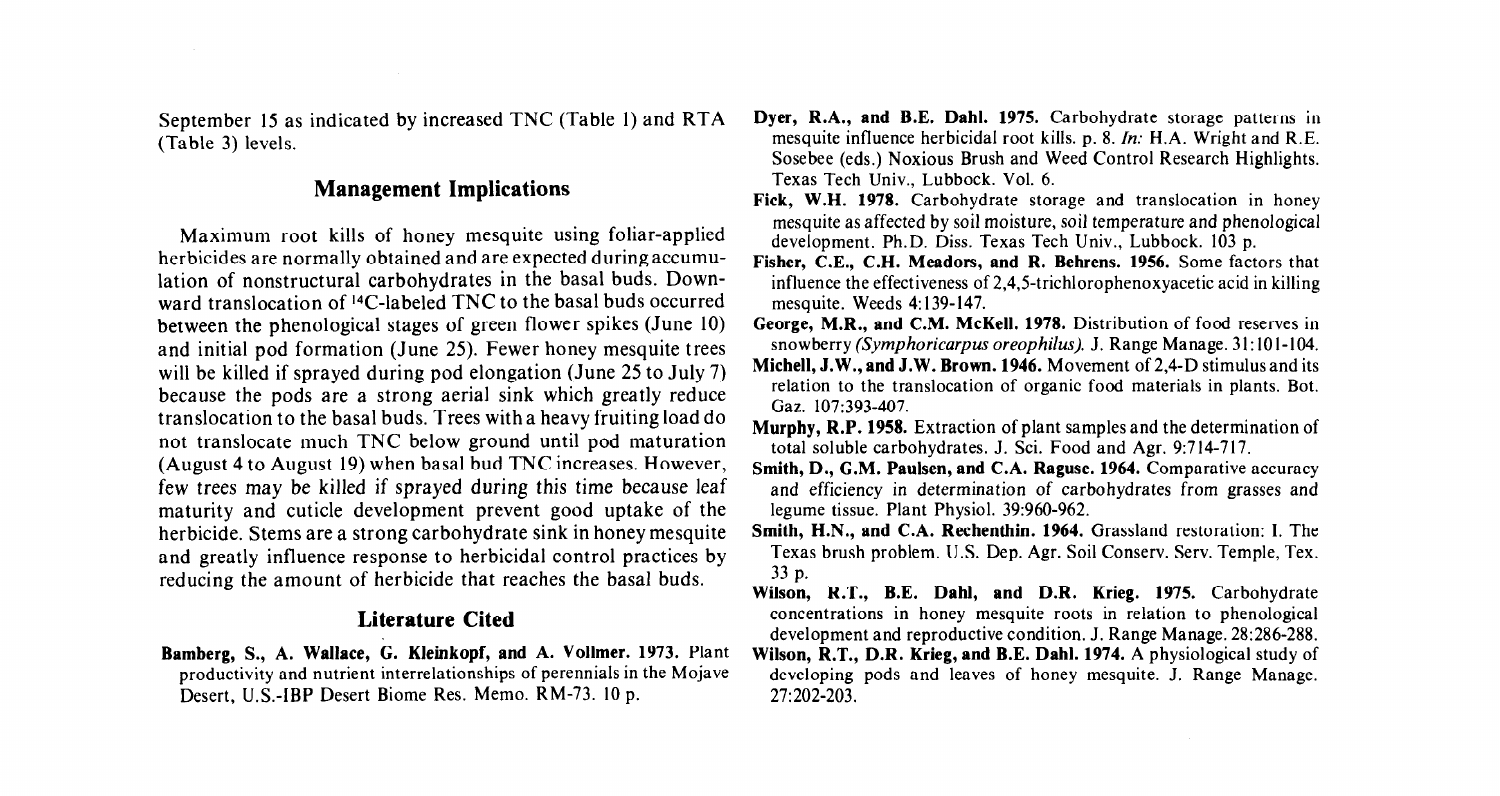September 15 as indicated by increased TNC (Table 1) and RTA (Table 3) levels.

## Management Implications

Maximum root kills of honey mesquite using foliar-applied herbicides are normally obtained and are expected during accumulation of nonstructural carbohydrates in the basal buds. Downward translocation of $^{14}C$-labeled TNC to the basal buds occurred between the phenological stages of green flower spikes (June 10) and initial pod formation (June 25). Fewer honey mesquite trees will be killed if sprayed during pod elongation (June 25 to July 7) because the pods are a strong aerial sink which greatly reduce translocation to the basal buds. Trees with a heavy fruiting load do not translocate much TNC below ground until pod maturation (August 4 to August 19) when basal bud TNC increases. However, few trees may be killed if sprayed during this time because leaf maturity and cuticle development prevent good uptake of the herbicide. Stems are a strong carbohydrate sink in honey mesquite and greatly influence response to herbicidal control practices by reducing the amount of herbicide that reaches the basal buds.

## Literature Cited

**Bamberg, S., A. Wallace, G. Kleinkopf, and A. Vollmer. 1973.** Plant productivity and nutrient interrelationships of perennials in the Mojave Desert, U.S.-IBP Desert Biome Res. Memo. RM-73. 10 p.

**Dyer, R.A., and B.E. Dahl. 1975.** Carbohydrate storage patterns in mesquite influence herbicidal root kills. p. 8. *In:* H.A. Wright and R.E. Sosebee (eds.) Noxious Brush and Weed Control Research Highlights. Texas Tech Univ., Lubbock. Vol. 6.

**Fick, W.H. 1978.** Carbohydrate storage and translocation in honey mesquite as affected by soil moisture, soil temperature and phenological development. Ph.D. Diss. Texas Tech Univ., Lubbock. 103 p.

**Fisher, C.E., C.H. Meadors, and R. Behrens. 1956.** Some factors that influence the effectiveness of 2,4,5-trichlorophenoxyacetic acid in killing mesquite. Weeds 4:139-147.

**George, M.R., and C.M. McKell. 1978.** Distribution of food reserves in snowberry *(Symphoricarpus oreophilus).* J. Range Manage. 31:101-104.

**Michell, J.W., and J.W. Brown. 1946.** Movement of 2,4-D stimulus and its relation to the translocation of organic food materials in plants. Bot. Gaz. 107:393-407.

**Murphy, R.P. 1958.** Extraction of plant samples and the determination of total soluble carbohydrates. J. Sci. Food and Agr. 9:714-717.

**Smith, D., G.M. Paulsen, and C.A. Raguse. 1964.** Comparative accuracy and efficiency in determination of carbohydrates from grasses and legume tissue. Plant Physiol. 39:960-962.

**Smith, H.N., and C.A. Rechenthin. 1964.** Grassland restoration: I. The Texas brush problem. U.S. Dep. Agr. Soil Conserv. Serv. Temple, Tex. 33 p.

**Wilson, R.T., B.E. Dahl, and D.R. Krieg. 1975.** Carbohydrate concentrations in honey mesquite roots in relation to phenological development and reproductive condition. J. Range Manage. 28:286-288.

**Wilson, R.T., D.R. Krieg, and B.E. Dahl. 1974.** A physiological study of developing pods and leaves of honey mesquite. J. Range Manage. 27:202-203.